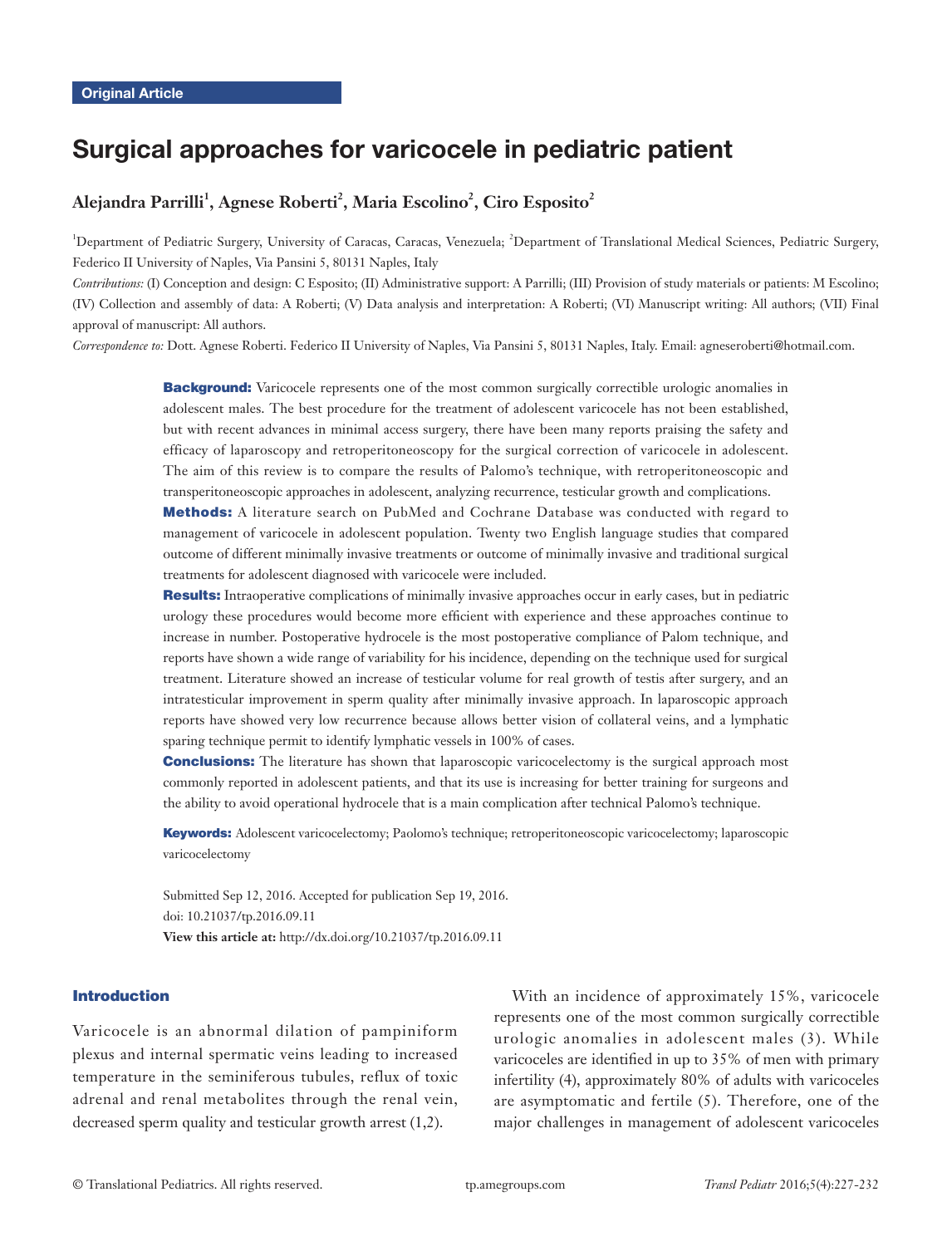Original Article

# Surgical approaches for varicocele in pediatric patient

**Alejandra Parrilli[1], Agnese Roberti[2], Maria Escolino[2], Ciro Esposito[2]**

[1]Department of Pediatric Surgery, University of Caracas, Caracas, Venezuela; [2]Department of Translational Medical Sciences, Pediatric Surgery, Federico II University of Naples, Via Pansini 5, 80131 Naples, Italy

*Contributions:* (I) Conception and design: C Esposito; (II) Administrative support: A Parrilli; (III) Provision of study materials or patients: M Escolino; (IV) Collection and assembly of data: A Roberti; (V) Data analysis and interpretation: A Roberti; (VI) Manuscript writing: All authors; (VII) Final approval of manuscript: All authors.

*Correspondence to:* Dott. Agnese Roberti. Federico II University of Naples, Via Pansini 5, 80131 Naples, Italy. Email: agneseroberti@hotmail.com.

**Background:** Varicocele represents one of the most common surgically correctible urologic anomalies in adolescent males. The best procedure for the treatment of adolescent varicocele has not been established, but with recent advances in minimal access surgery, there have been many reports praising the safety and efficacy of laparoscopy and retroperitoneoscopy for the surgical correction of varicocele in adolescent. The aim of this review is to compare the results of Palomo's technique, with retroperitoneoscopic and transperitoneoscopic approaches in adolescent, analyzing recurrence, testicular growth and complications.

**Methods:** A literature search on PubMed and Cochrane Database was conducted with regard to management of varicocele in adolescent population. Twenty two English language studies that compared outcome of different minimally invasive treatments or outcome of minimally invasive and traditional surgical treatments for adolescent diagnosed with varicocele were included.

**Results:** Intraoperative complications of minimally invasive approaches occur in early cases, but in pediatric urology these procedures would become more efficient with experience and these approaches continue to increase in number. Postoperative hydrocele is the most postoperative compliance of Palom technique, and reports have shown a wide range of variability for his incidence, depending on the technique used for surgical treatment. Literature showed an increase of testicular volume for real growth of testis after surgery, and an intratesticular improvement in sperm quality after minimally invasive approach. In laparoscopic approach reports have showed very low recurrence because allows better vision of collateral veins, and a lymphatic sparing technique permit to identify lymphatic vessels in 100% of cases.

**Conclusions:** The literature has shown that laparoscopic varicocelectomy is the surgical approach most commonly reported in adolescent patients, and that its use is increasing for better training for surgeons and the ability to avoid operational hydrocele that is a main complication after technical Palomo's technique.

**Keywords:** Adolescent varicocelectomy; Paolomo's technique; retroperitoneoscopic varicocelectomy; laparoscopic varicocelectomy

Submitted Sep 12, 2016. Accepted for publication Sep 19, 2016.
doi: 10.21037/tp.2016.09.11
**View this article at:** http://dx.doi.org/10.21037/tp.2016.09.11

## Introduction

Varicocele is an abnormal dilation of pampiniform plexus and internal spermatic veins leading to increased temperature in the seminiferous tubules, reflux of toxic adrenal and renal metabolites through the renal vein, decreased sperm quality and testicular growth arrest (1,2).

With an incidence of approximately 15%, varicocele represents one of the most common surgically correctible urologic anomalies in adolescent males (3). While varicoceles are identified in up to 35% of men with primary infertility (4), approximately 80% of adults with varicoceles are asymptomatic and fertile (5). Therefore, one of the major challenges in management of adolescent varicoceles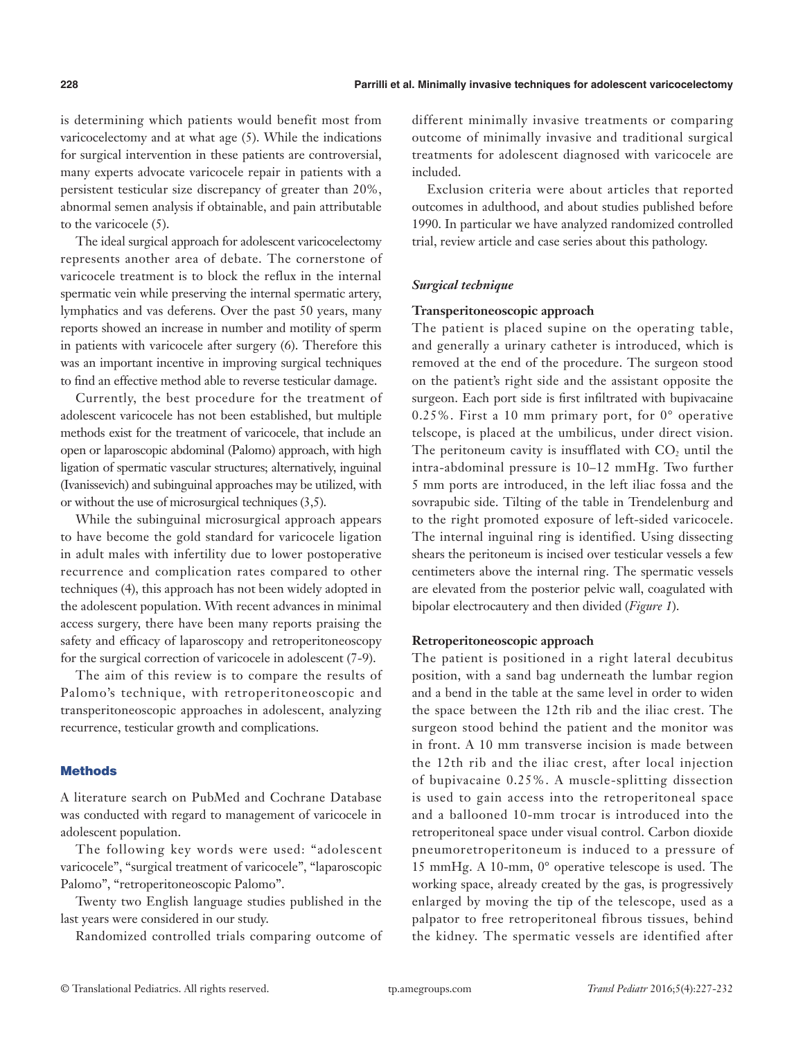is determining which patients would benefit most from varicocelectomy and at what age (5). While the indications for surgical intervention in these patients are controversial, many experts advocate varicocele repair in patients with a persistent testicular size discrepancy of greater than 20%, abnormal semen analysis if obtainable, and pain attributable to the varicocele (5).

The ideal surgical approach for adolescent varicocelectomy represents another area of debate. The cornerstone of varicocele treatment is to block the reflux in the internal spermatic vein while preserving the internal spermatic artery, lymphatics and vas deferens. Over the past 50 years, many reports showed an increase in number and motility of sperm in patients with varicocele after surgery (6). Therefore this was an important incentive in improving surgical techniques to find an effective method able to reverse testicular damage.

Currently, the best procedure for the treatment of adolescent varicocele has not been established, but multiple methods exist for the treatment of varicocele, that include an open or laparoscopic abdominal (Palomo) approach, with high ligation of spermatic vascular structures; alternatively, inguinal (Ivanissevich) and subinguinal approaches may be utilized, with or without the use of microsurgical techniques (3,5).

While the subinguinal microsurgical approach appears to have become the gold standard for varicocele ligation in adult males with infertility due to lower postoperative recurrence and complication rates compared to other techniques (4), this approach has not been widely adopted in the adolescent population. With recent advances in minimal access surgery, there have been many reports praising the safety and efficacy of laparoscopy and retroperitoneoscopy for the surgical correction of varicocele in adolescent (7-9).

The aim of this review is to compare the results of Palomo's technique, with retroperitoneoscopic and transperitoneoscopic approaches in adolescent, analyzing recurrence, testicular growth and complications.

## Methods

A literature search on PubMed and Cochrane Database was conducted with regard to management of varicocele in adolescent population.

The following key words were used: "adolescent varicocele", "surgical treatment of varicocele", "laparoscopic Palomo", "retroperitoneoscopic Palomo".

Twenty two English language studies published in the last years were considered in our study.

Randomized controlled trials comparing outcome of different minimally invasive treatments or comparing outcome of minimally invasive and traditional surgical treatments for adolescent diagnosed with varicocele are included.

Exclusion criteria were about articles that reported outcomes in adulthood, and about studies published before 1990. In particular we have analyzed randomized controlled trial, review article and case series about this pathology.

### *Surgical technique*

#### Transperitoneoscopic approach

The patient is placed supine on the operating table, and generally a urinary catheter is introduced, which is removed at the end of the procedure. The surgeon stood on the patient's right side and the assistant opposite the surgeon. Each port side is first infiltrated with bupivacaine 0.25%. First a 10 mm primary port, for 0° operative telscope, is placed at the umbilicus, under direct vision. The peritoneum cavity is insufflated with $CO_2$ until the intra-abdominal pressure is 10–12 mmHg. Two further 5 mm ports are introduced, in the left iliac fossa and the sovrapubic side. Tilting of the table in Trendelenburg and to the right promoted exposure of left-sided varicocele. The internal inguinal ring is identified. Using dissecting shears the peritoneum is incised over testicular vessels a few centimeters above the internal ring. The spermatic vessels are elevated from the posterior pelvic wall, coagulated with bipolar electrocautery and then divided (*Figure 1*).

#### Retroperitoneoscopic approach

The patient is positioned in a right lateral decubitus position, with a sand bag underneath the lumbar region and a bend in the table at the same level in order to widen the space between the 12th rib and the iliac crest. The surgeon stood behind the patient and the monitor was in front. A 10 mm transverse incision is made between the 12th rib and the iliac crest, after local injection of bupivacaine 0.25%. A muscle-splitting dissection is used to gain access into the retroperitoneal space and a ballooned 10-mm trocar is introduced into the retroperitoneal space under visual control. Carbon dioxide pneumoretroperitoneum is induced to a pressure of 15 mmHg. A 10-mm, 0° operative telescope is used. The working space, already created by the gas, is progressively enlarged by moving the tip of the telescope, used as a palpator to free retroperitoneal fibrous tissues, behind the kidney. The spermatic vessels are identified after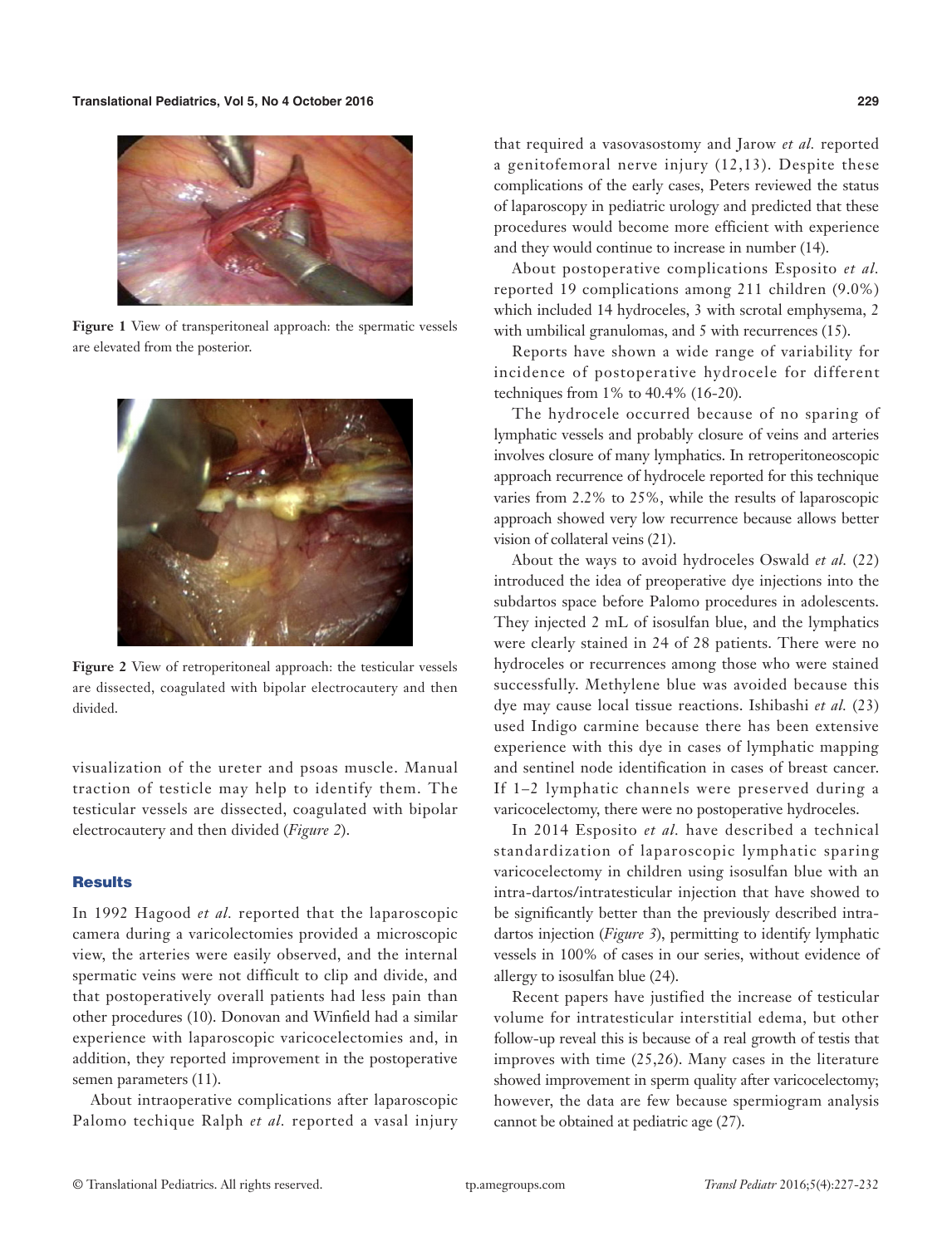Figure 1 View of transperitoneal approach: the spermatic vessels are elevated from the posterior.

Figure 2 View of retroperitoneal approach: the testicular vessels are dissected, coagulated with bipolar electrocautery and then divided.

visualization of the ureter and psoas muscle. Manual traction of testicle may help to identify them. The testicular vessels are dissected, coagulated with bipolar electrocautery and then divided (*Figure 2*).

## Results

In 1992 Hagood *et al.* reported that the laparoscopic camera during a varicolectomies provided a microscopic view, the arteries were easily observed, and the internal spermatic veins were not difficult to clip and divide, and that postoperatively overall patients had less pain than other procedures (10). Donovan and Winfield had a similar experience with laparoscopic varicocelectomies and, in addition, they reported improvement in the postoperative semen parameters (11).

About intraoperative complications after laparoscopic Palomo techique Ralph *et al.* reported a vasal injury that required a vasovasostomy and Jarow *et al.* reported a genitofemoral nerve injury (12,13). Despite these complications of the early cases, Peters reviewed the status of laparoscopy in pediatric urology and predicted that these procedures would become more efficient with experience and they would continue to increase in number (14).

About postoperative complications Esposito *et al.* reported 19 complications among 211 children (9.0%) which included 14 hydroceles, 3 with scrotal emphysema, 2 with umbilical granulomas, and 5 with recurrences (15).

Reports have shown a wide range of variability for incidence of postoperative hydrocele for different techniques from 1% to 40.4% (16-20).

The hydrocele occurred because of no sparing of lymphatic vessels and probably closure of veins and arteries involves closure of many lymphatics. In retroperitoneoscopic approach recurrence of hydrocele reported for this technique varies from 2.2% to 25%, while the results of laparoscopic approach showed very low recurrence because allows better vision of collateral veins (21).

About the ways to avoid hydroceles Oswald *et al.* (22) introduced the idea of preoperative dye injections into the subdartos space before Palomo procedures in adolescents. They injected 2 mL of isosulfan blue, and the lymphatics were clearly stained in 24 of 28 patients. There were no hydroceles or recurrences among those who were stained successfully. Methylene blue was avoided because this dye may cause local tissue reactions. Ishibashi *et al.* (23) used Indigo carmine because there has been extensive experience with this dye in cases of lymphatic mapping and sentinel node identification in cases of breast cancer. If 1–2 lymphatic channels were preserved during a varicocelectomy, there were no postoperative hydroceles.

In 2014 Esposito *et al.* have described a technical standardization of laparoscopic lymphatic sparing varicocelectomy in children using isosulfan blue with an intra-dartos/intratesticular injection that have showed to be significantly better than the previously described intra-dartos injection (*Figure 3*), permitting to identify lymphatic vessels in 100% of cases in our series, without evidence of allergy to isosulfan blue (24).

Recent papers have justified the increase of testicular volume for intratesticular interstitial edema, but other follow-up reveal this is because of a real growth of testis that improves with time (25,26). Many cases in the literature showed improvement in sperm quality after varicocelectomy; however, the data are few because spermiogram analysis cannot be obtained at pediatric age (27).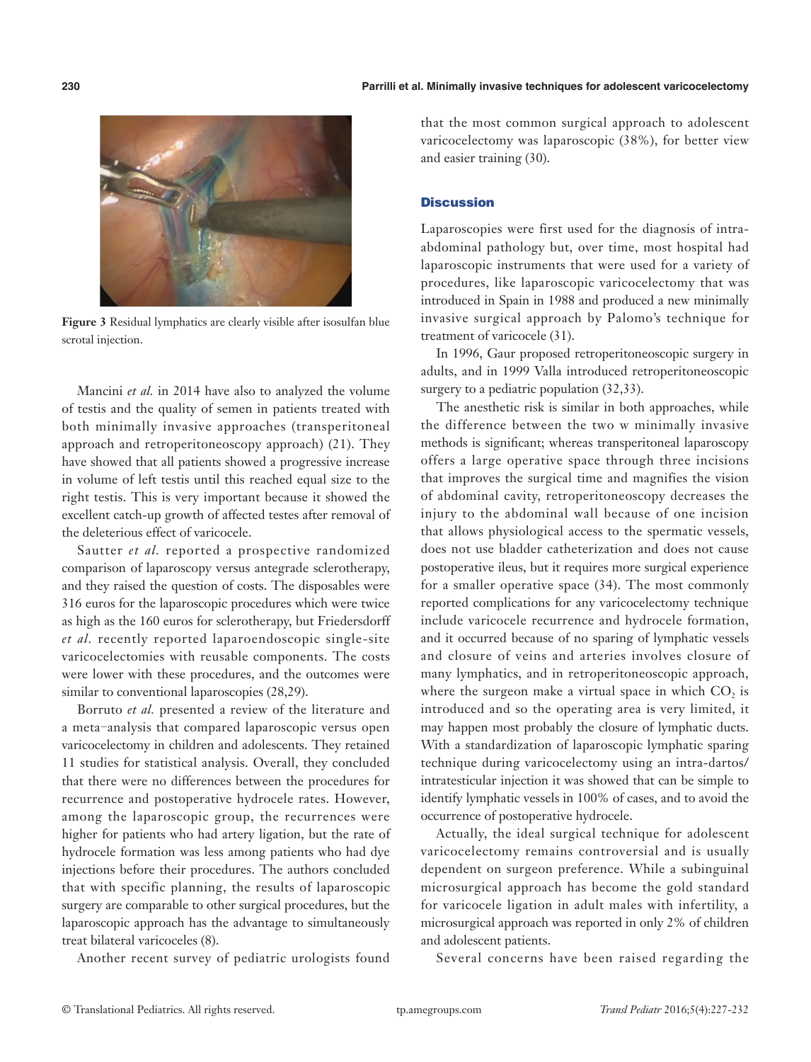Figure 3 Residual lymphatics are clearly visible after isosulfan blue scrotal injection.

Mancini *et al.* in 2014 have also to analyzed the volume of testis and the quality of semen in patients treated with both minimally invasive approaches (transperitoneal approach and retroperitoneoscopy approach) (21). They have showed that all patients showed a progressive increase in volume of left testis until this reached equal size to the right testis. This is very important because it showed the excellent catch-up growth of affected testes after removal of the deleterious effect of varicocele.

Sautter *et al.* reported a prospective randomized comparison of laparoscopy versus antegrade sclerotherapy, and they raised the question of costs. The disposables were 316 euros for the laparoscopic procedures which were twice as high as the 160 euros for sclerotherapy, but Friedersdorff *et al.* recently reported laparoendoscopic single-site varicocelectomies with reusable components. The costs were lower with these procedures, and the outcomes were similar to conventional laparoscopies (28,29).

Borruto *et al.* presented a review of the literature and a meta-analysis that compared laparoscopic versus open varicocelectomy in children and adolescents. They retained 11 studies for statistical analysis. Overall, they concluded that there were no differences between the procedures for recurrence and postoperative hydrocele rates. However, among the laparoscopic group, the recurrences were higher for patients who had artery ligation, but the rate of hydrocele formation was less among patients who had dye injections before their procedures. The authors concluded that with specific planning, the results of laparoscopic surgery are comparable to other surgical procedures, but the laparoscopic approach has the advantage to simultaneously treat bilateral varicoceles (8).

Another recent survey of pediatric urologists found that the most common surgical approach to adolescent varicocelectomy was laparoscopic (38%), for better view and easier training (30).

## Discussion

Laparoscopies were first used for the diagnosis of intra-abdominal pathology but, over time, most hospital had laparoscopic instruments that were used for a variety of procedures, like laparoscopic varicocelectomy that was introduced in Spain in 1988 and produced a new minimally invasive surgical approach by Palomo's technique for treatment of varicocele (31).

In 1996, Gaur proposed retroperitoneoscopic surgery in adults, and in 1999 Valla introduced retroperitoneoscopic surgery to a pediatric population (32,33).

The anesthetic risk is similar in both approaches, while the difference between the two w minimally invasive methods is significant; whereas transperitoneal laparoscopy offers a large operative space through three incisions that improves the surgical time and magnifies the vision of abdominal cavity, retroperitoneoscopy decreases the injury to the abdominal wall because of one incision that allows physiological access to the spermatic vessels, does not use bladder catheterization and does not cause postoperative ileus, but it requires more surgical experience for a smaller operative space (34). The most commonly reported complications for any varicocelectomy technique include varicocele recurrence and hydrocele formation, and it occurred because of no sparing of lymphatic vessels and closure of veins and arteries involves closure of many lymphatics, and in retroperitoneoscopic approach, where the surgeon make a virtual space in which $CO_2$ is introduced and so the operating area is very limited, it may happen most probably the closure of lymphatic ducts. With a standardization of laparoscopic lymphatic sparing technique during varicocelectomy using an intra-dartos/intratesticular injection it was showed that can be simple to identify lymphatic vessels in 100% of cases, and to avoid the occurrence of postoperative hydrocele.

Actually, the ideal surgical technique for adolescent varicocelectomy remains controversial and is usually dependent on surgeon preference. While a subinguinal microsurgical approach has become the gold standard for varicocele ligation in adult males with infertility, a microsurgical approach was reported in only 2% of children and adolescent patients.

Several concerns have been raised regarding the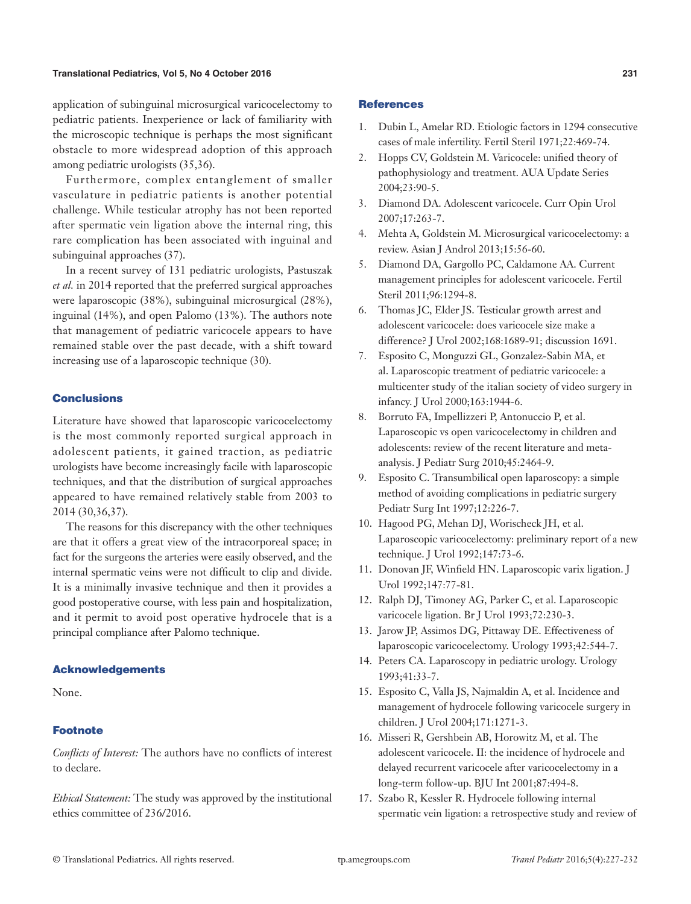application of subinguinal microsurgical varicocelectomy to pediatric patients. Inexperience or lack of familiarity with the microscopic technique is perhaps the most significant obstacle to more widespread adoption of this approach among pediatric urologists (35,36).

Furthermore, complex entanglement of smaller vasculature in pediatric patients is another potential challenge. While testicular atrophy has not been reported after spermatic vein ligation above the internal ring, this rare complication has been associated with inguinal and subinguinal approaches (37).

In a recent survey of 131 pediatric urologists, Pastuszak *et al.* in 2014 reported that the preferred surgical approaches were laparoscopic (38%), subinguinal microsurgical (28%), inguinal (14%), and open Palomo (13%). The authors note that management of pediatric varicocele appears to have remained stable over the past decade, with a shift toward increasing use of a laparoscopic technique (30).

## Conclusions

Literature have showed that laparoscopic varicocelectomy is the most commonly reported surgical approach in adolescent patients, it gained traction, as pediatric urologists have become increasingly facile with laparoscopic techniques, and that the distribution of surgical approaches appeared to have remained relatively stable from 2003 to 2014 (30,36,37).

The reasons for this discrepancy with the other techniques are that it offers a great view of the intracorporeal space; in fact for the surgeons the arteries were easily observed, and the internal spermatic veins were not difficult to clip and divide. It is a minimally invasive technique and then it provides a good postoperative course, with less pain and hospitalization, and it permit to avoid post operative hydrocele that is a principal compliance after Palomo technique.

## Acknowledgements

None.

## Footnote

*Conflicts of Interest:* The authors have no conflicts of interest to declare.

*Ethical Statement:* The study was approved by the institutional ethics committee of 236/2016.

## References

1. Dubin L, Amelar RD. Etiologic factors in 1294 consecutive cases of male infertility. Fertil Steril 1971;22:469-74.
2. Hopps CV, Goldstein M. Varicocele: unified theory of pathophysiology and treatment. AUA Update Series 2004;23:90-5.
3. Diamond DA. Adolescent varicocele. Curr Opin Urol 2007;17:263-7.
4. Mehta A, Goldstein M. Microsurgical varicocelectomy: a review. Asian J Androl 2013;15:56-60.
5. Diamond DA, Gargollo PC, Caldamone AA. Current management principles for adolescent varicocele. Fertil Steril 2011;96:1294-8.
6. Thomas JC, Elder JS. Testicular growth arrest and adolescent varicocele: does varicocele size make a difference? J Urol 2002;168:1689-91; discussion 1691.
7. Esposito C, Monguzzi GL, Gonzalez-Sabin MA, et al. Laparoscopic treatment of pediatric varicocele: a multicenter study of the italian society of video surgery in infancy. J Urol 2000;163:1944-6.
8. Borruto FA, Impellizzeri P, Antonuccio P, et al. Laparoscopic vs open varicocelectomy in children and adolescents: review of the recent literature and meta-analysis. J Pediatr Surg 2010;45:2464-9.
9. Esposito C. Transumbilical open laparoscopy: a simple method of avoiding complications in pediatric surgery Pediatr Surg Int 1997;12:226-7.
10. Hagood PG, Mehan DJ, Worischeck JH, et al. Laparoscopic varicocelectomy: preliminary report of a new technique. J Urol 1992;147:73-6.
11. Donovan JF, Winfield HN. Laparoscopic varix ligation. J Urol 1992;147:77-81.
12. Ralph DJ, Timoney AG, Parker C, et al. Laparoscopic varicocele ligation. Br J Urol 1993;72:230-3.
13. Jarow JP, Assimos DG, Pittaway DE. Effectiveness of laparoscopic varicocelectomy. Urology 1993;42:544-7.
14. Peters CA. Laparoscopy in pediatric urology. Urology 1993;41:33-7.
15. Esposito C, Valla JS, Najmaldin A, et al. Incidence and management of hydrocele following varicocele surgery in children. J Urol 2004;171:1271-3.
16. Misseri R, Gershbein AB, Horowitz M, et al. The adolescent varicocele. II: the incidence of hydrocele and delayed recurrent varicocele after varicocelectomy in a long-term follow-up. BJU Int 2001;87:494-8.
17. Szabo R, Kessler R. Hydrocele following internal spermatic vein ligation: a retrospective study and review of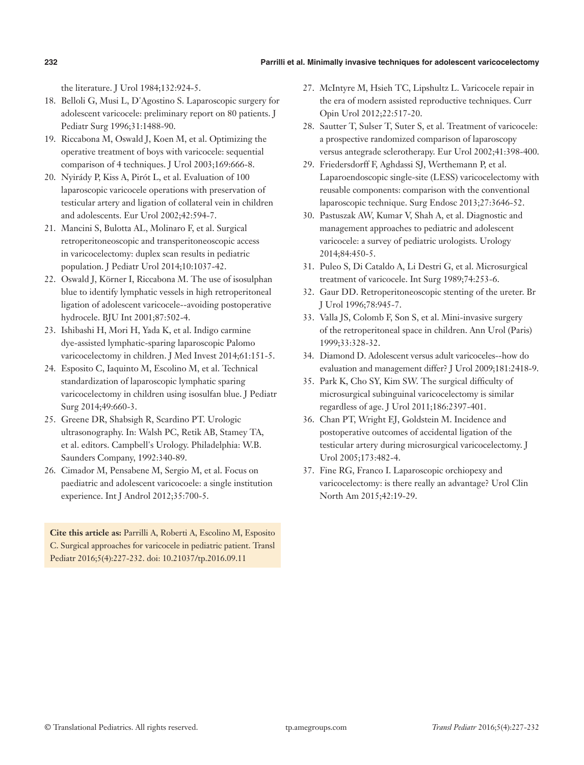the literature. J Urol 1984;132:924-5.

18. Belloli G, Musi L, D'Agostino S. Laparoscopic surgery for adolescent varicocele: preliminary report on 80 patients. J Pediatr Surg 1996;31:1488-90.
19. Riccabona M, Oswald J, Koen M, et al. Optimizing the operative treatment of boys with varicocele: sequential comparison of 4 techniques. J Urol 2003;169:666-8.
20. Nyirády P, Kiss A, Pirót L, et al. Evaluation of 100 laparoscopic varicocele operations with preservation of testicular artery and ligation of collateral vein in children and adolescents. Eur Urol 2002;42:594-7.
21. Mancini S, Bulotta AL, Molinaro F, et al. Surgical retroperitoneoscopic and transperitoneoscopic access in varicocelectomy: duplex scan results in pediatric population. J Pediatr Urol 2014;10:1037-42.
22. Oswald J, Körner I, Riccabona M. The use of isosulphan blue to identify lymphatic vessels in high retroperitoneal ligation of adolescent varicocele--avoiding postoperative hydrocele. BJU Int 2001;87:502-4.
23. Ishibashi H, Mori H, Yada K, et al. Indigo carmine dye-assisted lymphatic-sparing laparoscopic Palomo varicocelectomy in children. J Med Invest 2014;61:151-5.
24. Esposito C, Iaquinto M, Escolino M, et al. Technical standardization of laparoscopic lymphatic sparing varicocelectomy in children using isosulfan blue. J Pediatr Surg 2014;49:660-3.
25. Greene DR, Shabsigh R, Scardino PT. Urologic ultrasonography. In: Walsh PC, Retik AB, Stamey TA, et al. editors. Campbell's Urology. Philadelphia: W.B. Saunders Company, 1992:340-89.
26. Cimador M, Pensabene M, Sergio M, et al. Focus on paediatric and adolescent varicocoele: a single institution experience. Int J Androl 2012;35:700-5.
27. McIntyre M, Hsieh TC, Lipshultz L. Varicocele repair in the era of modern assisted reproductive techniques. Curr Opin Urol 2012;22:517-20.
28. Sautter T, Sulser T, Suter S, et al. Treatment of varicocele: a prospective randomized comparison of laparoscopy versus antegrade sclerotherapy. Eur Urol 2002;41:398-400.
29. Friedersdorff F, Aghdassi SJ, Werthemann P, et al. Laparoendoscopic single-site (LESS) varicocelectomy with reusable components: comparison with the conventional laparoscopic technique. Surg Endosc 2013;27:3646-52.
30. Pastuszak AW, Kumar V, Shah A, et al. Diagnostic and management approaches to pediatric and adolescent varicocele: a survey of pediatric urologists. Urology 2014;84:450-5.
31. Puleo S, Di Cataldo A, Li Destri G, et al. Microsurgical treatment of varicocele. Int Surg 1989;74:253-6.
32. Gaur DD. Retroperitoneoscopic stenting of the ureter. Br J Urol 1996;78:945-7.
33. Valla JS, Colomb F, Son S, et al. Mini-invasive surgery of the retroperitoneal space in children. Ann Urol (Paris) 1999;33:328-32.
34. Diamond D. Adolescent versus adult varicoceles--how do evaluation and management differ? J Urol 2009;181:2418-9.
35. Park K, Cho SY, Kim SW. The surgical difficulty of microsurgical subinguinal varicocelectomy is similar regardless of age. J Urol 2011;186:2397-401.
36. Chan PT, Wright EJ, Goldstein M. Incidence and postoperative outcomes of accidental ligation of the testicular artery during microsurgical varicocelectomy. J Urol 2005;173:482-4.
37. Fine RG, Franco I. Laparoscopic orchiopexy and varicocelectomy: is there really an advantage? Urol Clin North Am 2015;42:19-29.

**Cite this article as:** Parrilli A, Roberti A, Escolino M, Esposito C. Surgical approaches for varicocele in pediatric patient. Transl Pediatr 2016;5(4):227-232. doi: 10.21037/tp.2016.09.11